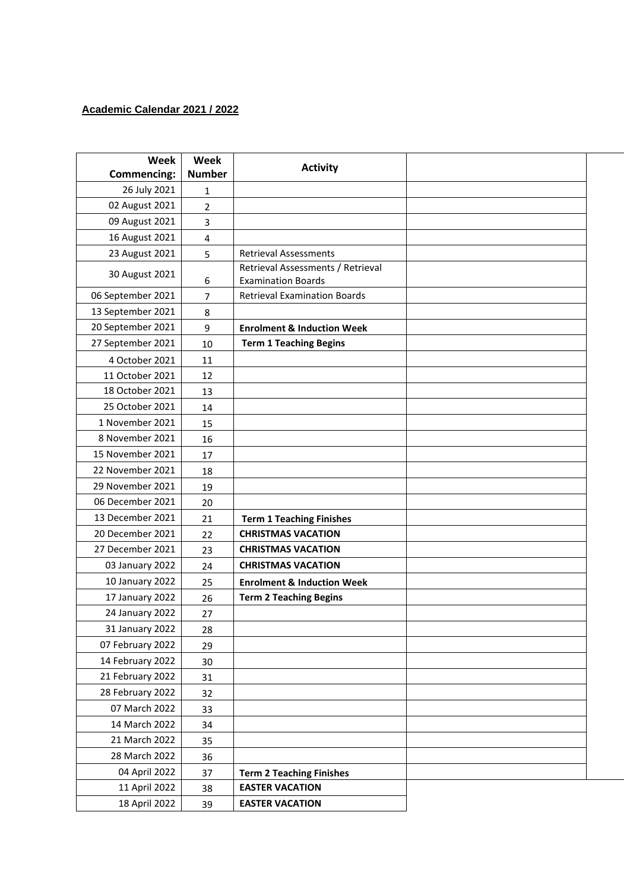## Academic Calendar 2021 / 2022

| Week Commencing: | Week Number | Activity | |
|---|---|---|---|
| 26 July 2021 | 1 | | |
| 02 August 2021 | 2 | | |
| 09 August 2021 | 3 | | |
| 16 August 2021 | 4 | | |
| 23 August 2021 | 5 | Retrieval Assessments | |
| 30 August 2021 | 6 | Retrieval Assessments / Retrieval Examination Boards | |
| 06 September 2021 | 7 | Retrieval Examination Boards | |
| 13 September 2021 | 8 | | |
| 20 September 2021 | 9 | **Enrolment & Induction Week** | |
| 27 September 2021 | 10 | **Term 1 Teaching Begins** | |
| 4 October 2021 | 11 | | |
| 11 October 2021 | 12 | | |
| 18 October 2021 | 13 | | |
| 25 October 2021 | 14 | | |
| 1 November 2021 | 15 | | |
| 8 November 2021 | 16 | | |
| 15 November 2021 | 17 | | |
| 22 November 2021 | 18 | | |
| 29 November 2021 | 19 | | |
| 06 December 2021 | 20 | | |
| 13 December 2021 | 21 | **Term 1 Teaching Finishes** | |
| 20 December 2021 | 22 | **CHRISTMAS VACATION** | |
| 27 December 2021 | 23 | **CHRISTMAS VACATION** | |
| 03 January 2022 | 24 | **CHRISTMAS VACATION** | |
| 10 January 2022 | 25 | **Enrolment & Induction Week** | |
| 17 January 2022 | 26 | **Term 2 Teaching Begins** | |
| 24 January 2022 | 27 | | |
| 31 January 2022 | 28 | | |
| 07 February 2022 | 29 | | |
| 14 February 2022 | 30 | | |
| 21 February 2022 | 31 | | |
| 28 February 2022 | 32 | | |
| 07 March 2022 | 33 | | |
| 14 March 2022 | 34 | | |
| 21 March 2022 | 35 | | |
| 28 March 2022 | 36 | | |
| 04 April 2022 | 37 | **Term 2 Teaching Finishes** | |
| 11 April 2022 | 38 | **EASTER VACATION** | |
| 18 April 2022 | 39 | **EASTER VACATION** | |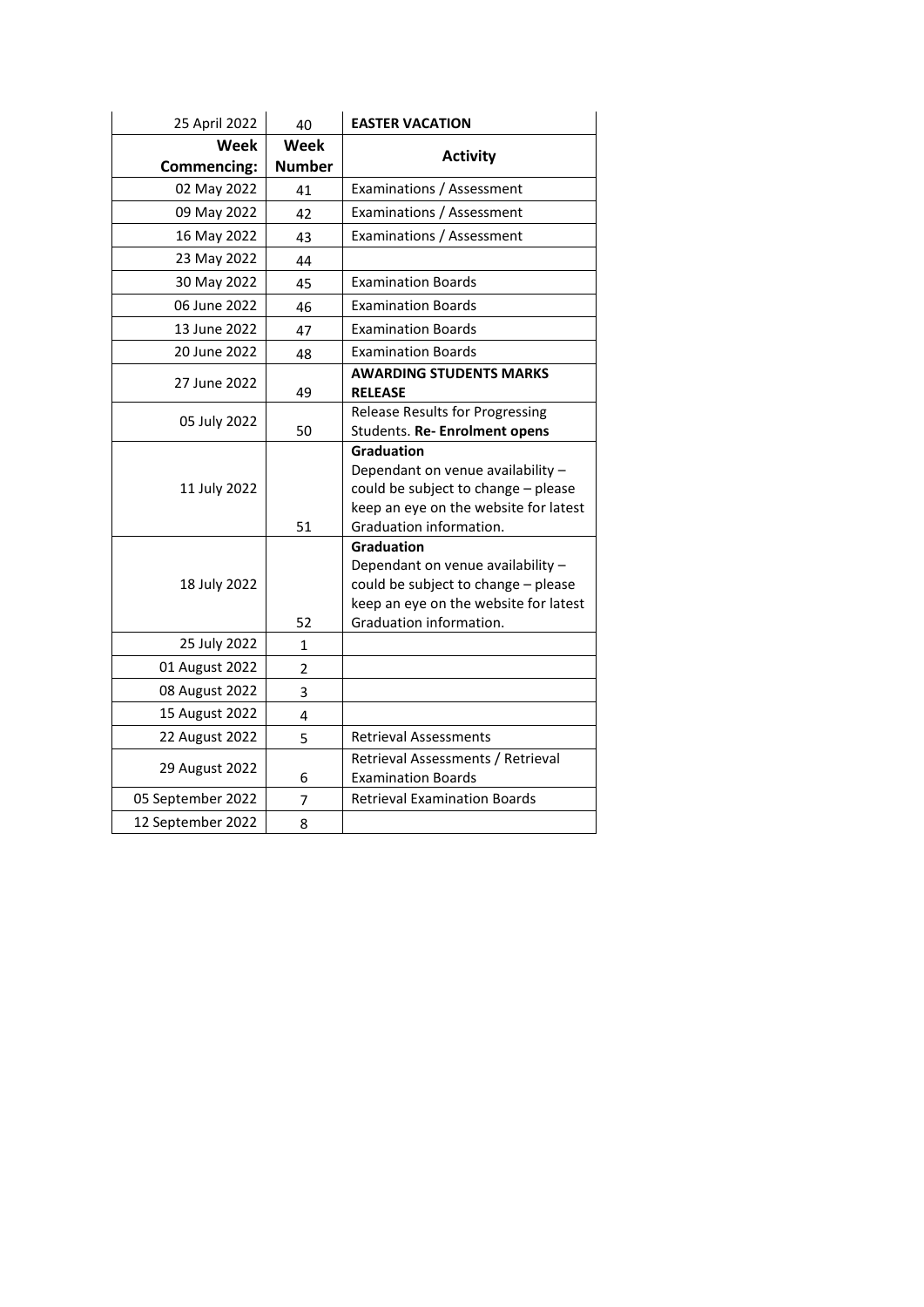| | | |
|---|---|---|
| 25 April 2022 | 40 | **EASTER VACATION** |
| **Week Commencing:** | **Week Number** | **Activity** |
| 02 May 2022 | 41 | Examinations / Assessment |
| 09 May 2022 | 42 | Examinations / Assessment |
| 16 May 2022 | 43 | Examinations / Assessment |
| 23 May 2022 | 44 | |
| 30 May 2022 | 45 | Examination Boards |
| 06 June 2022 | 46 | Examination Boards |
| 13 June 2022 | 47 | Examination Boards |
| 20 June 2022 | 48 | Examination Boards |
| 27 June 2022 | 49 | **AWARDING STUDENTS MARKS RELEASE** |
| 05 July 2022 | 50 | Release Results for Progressing Students. **Re- Enrolment opens** |
| 11 July 2022 | 51 | **Graduation** Dependant on venue availability – could be subject to change – please keep an eye on the website for latest Graduation information. |
| 18 July 2022 | 52 | **Graduation** Dependant on venue availability – could be subject to change – please keep an eye on the website for latest Graduation information. |
| 25 July 2022 | 1 | |
| 01 August 2022 | 2 | |
| 08 August 2022 | 3 | |
| 15 August 2022 | 4 | |
| 22 August 2022 | 5 | Retrieval Assessments |
| 29 August 2022 | 6 | Retrieval Assessments / Retrieval Examination Boards |
| 05 September 2022 | 7 | Retrieval Examination Boards |
| 12 September 2022 | 8 | |